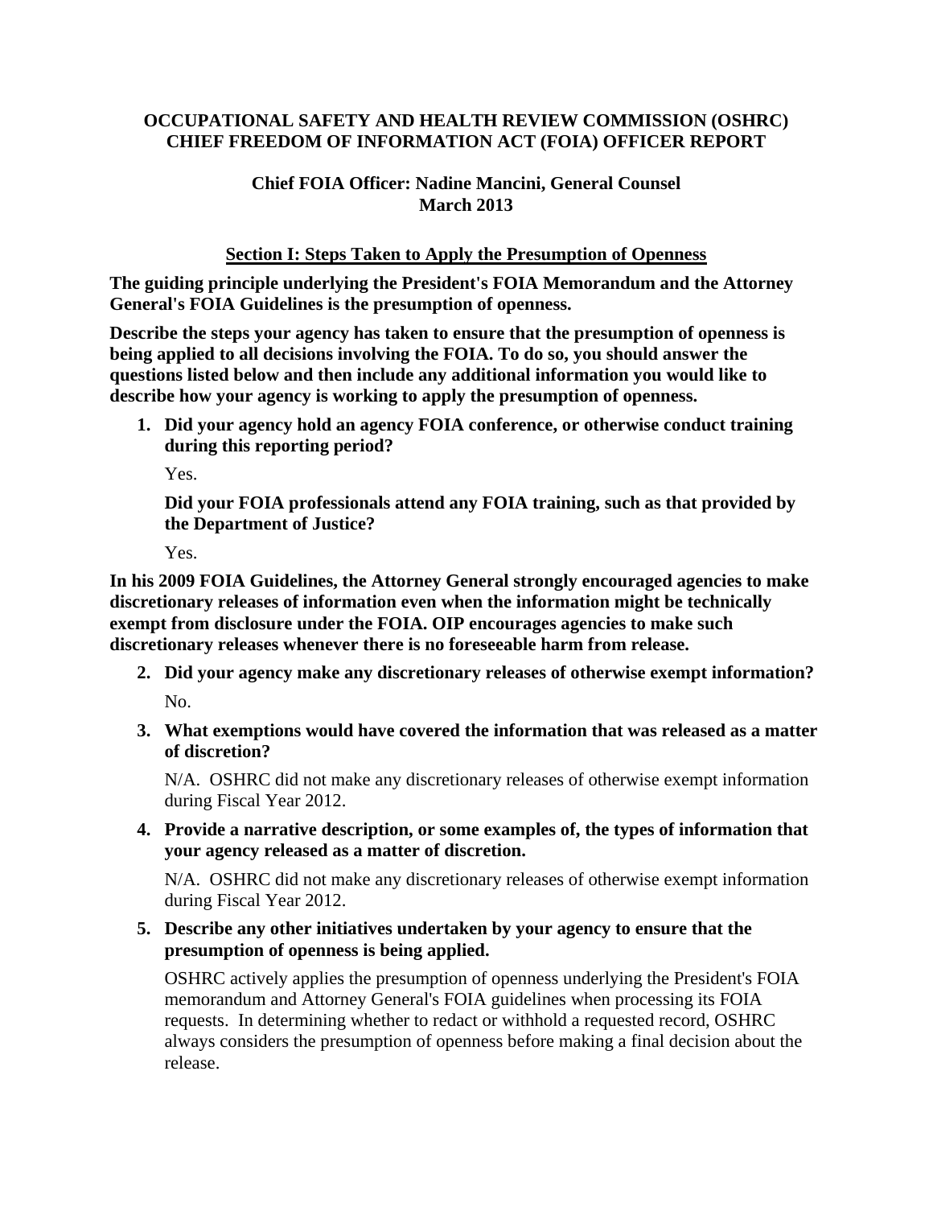**OCCUPATIONAL SAFETY AND HEALTH REVIEW COMMISSION (OSHRC)**
**CHIEF FREEDOM OF INFORMATION ACT (FOIA) OFFICER REPORT**

**Chief FOIA Officer: Nadine Mancini, General Counsel**
**March 2013**

## Section I: Steps Taken to Apply the Presumption of Openness

**The guiding principle underlying the President's FOIA Memorandum and the Attorney General's FOIA Guidelines is the presumption of openness.**

**Describe the steps your agency has taken to ensure that the presumption of openness is being applied to all decisions involving the FOIA. To do so, you should answer the questions listed below and then include any additional information you would like to describe how your agency is working to apply the presumption of openness.**

1. **Did your agency hold an agency FOIA conference, or otherwise conduct training during this reporting period?**

   Yes.

   **Did your FOIA professionals attend any FOIA training, such as that provided by the Department of Justice?**

   Yes.

**In his 2009 FOIA Guidelines, the Attorney General strongly encouraged agencies to make discretionary releases of information even when the information might be technically exempt from disclosure under the FOIA. OIP encourages agencies to make such discretionary releases whenever there is no foreseeable harm from release.**

2. **Did your agency make any discretionary releases of otherwise exempt information?**

   No.

3. **What exemptions would have covered the information that was released as a matter of discretion?**

   N/A. OSHRC did not make any discretionary releases of otherwise exempt information during Fiscal Year 2012.

4. **Provide a narrative description, or some examples of, the types of information that your agency released as a matter of discretion.**

   N/A. OSHRC did not make any discretionary releases of otherwise exempt information during Fiscal Year 2012.

5. **Describe any other initiatives undertaken by your agency to ensure that the presumption of openness is being applied.**

   OSHRC actively applies the presumption of openness underlying the President's FOIA memorandum and Attorney General's FOIA guidelines when processing its FOIA requests. In determining whether to redact or withhold a requested record, OSHRC always considers the presumption of openness before making a final decision about the release.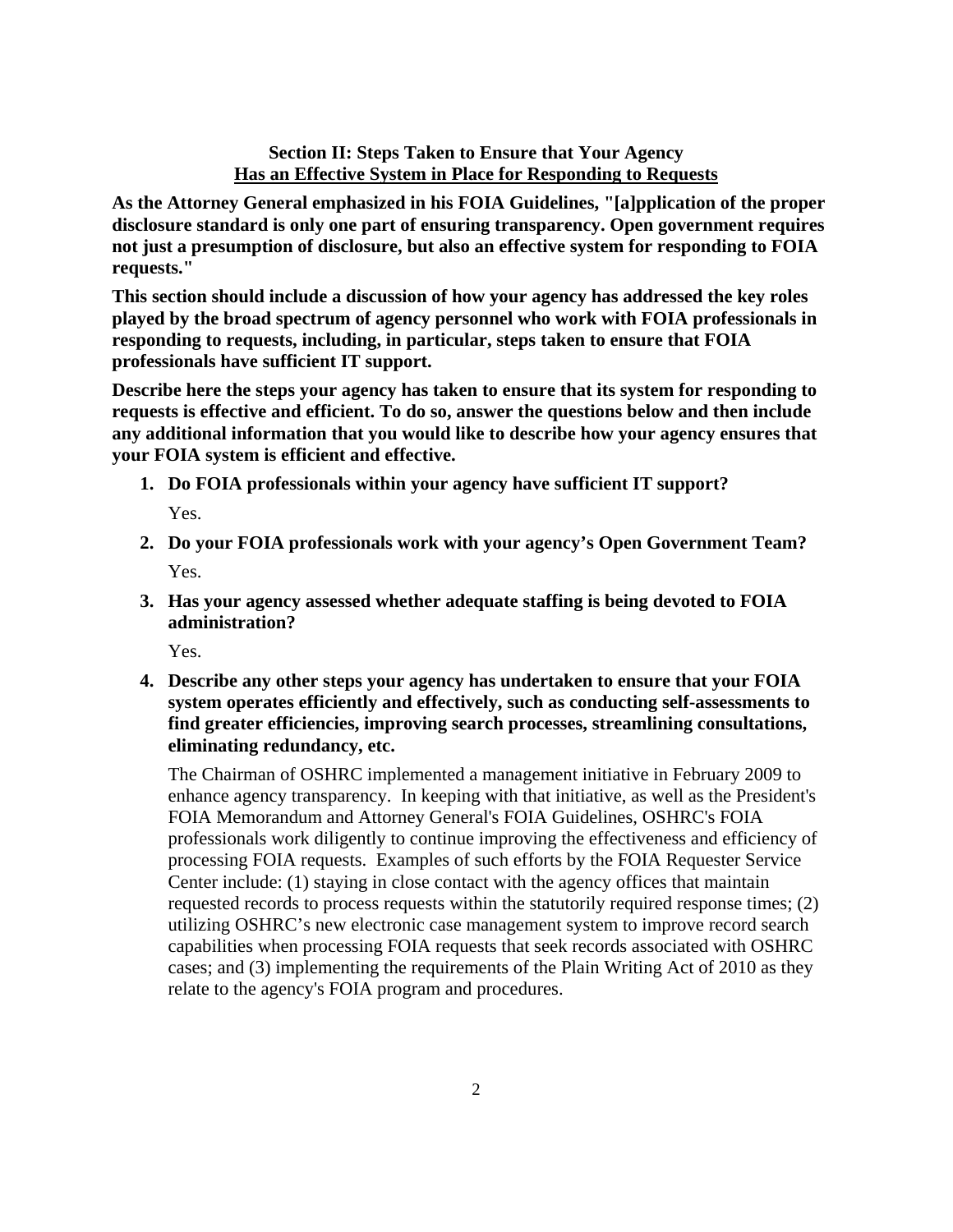## Section II: Steps Taken to Ensure that Your Agency Has an Effective System in Place for Responding to Requests

**As the Attorney General emphasized in his FOIA Guidelines, "[a]pplication of the proper disclosure standard is only one part of ensuring transparency. Open government requires not just a presumption of disclosure, but also an effective system for responding to FOIA requests."**

**This section should include a discussion of how your agency has addressed the key roles played by the broad spectrum of agency personnel who work with FOIA professionals in responding to requests, including, in particular, steps taken to ensure that FOIA professionals have sufficient IT support.**

**Describe here the steps your agency has taken to ensure that its system for responding to requests is effective and efficient. To do so, answer the questions below and then include any additional information that you would like to describe how your agency ensures that your FOIA system is efficient and effective.**

1. **Do FOIA professionals within your agency have sufficient IT support?**

   Yes.

2. **Do your FOIA professionals work with your agency's Open Government Team?**

   Yes.

3. **Has your agency assessed whether adequate staffing is being devoted to FOIA administration?**

   Yes.

4. **Describe any other steps your agency has undertaken to ensure that your FOIA system operates efficiently and effectively, such as conducting self-assessments to find greater efficiencies, improving search processes, streamlining consultations, eliminating redundancy, etc.**

   The Chairman of OSHRC implemented a management initiative in February 2009 to enhance agency transparency. In keeping with that initiative, as well as the President's FOIA Memorandum and Attorney General's FOIA Guidelines, OSHRC's FOIA professionals work diligently to continue improving the effectiveness and efficiency of processing FOIA requests. Examples of such efforts by the FOIA Requester Service Center include: (1) staying in close contact with the agency offices that maintain requested records to process requests within the statutorily required response times; (2) utilizing OSHRC's new electronic case management system to improve record search capabilities when processing FOIA requests that seek records associated with OSHRC cases; and (3) implementing the requirements of the Plain Writing Act of 2010 as they relate to the agency's FOIA program and procedures.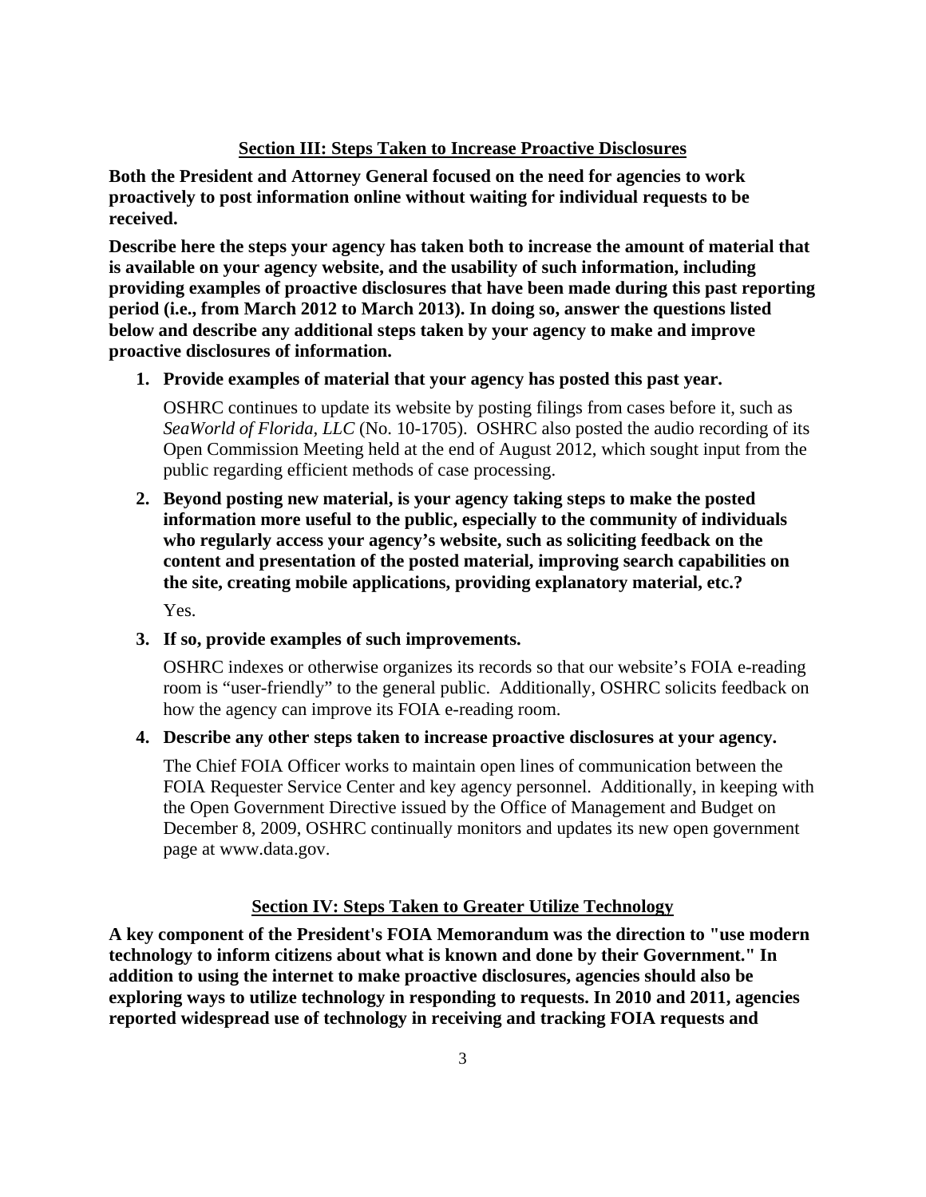## Section III: Steps Taken to Increase Proactive Disclosures

**Both the President and Attorney General focused on the need for agencies to work proactively to post information online without waiting for individual requests to be received.**

**Describe here the steps your agency has taken both to increase the amount of material that is available on your agency website, and the usability of such information, including providing examples of proactive disclosures that have been made during this past reporting period (i.e., from March 2012 to March 2013). In doing so, answer the questions listed below and describe any additional steps taken by your agency to make and improve proactive disclosures of information.**

1. **Provide examples of material that your agency has posted this past year.**

   OSHRC continues to update its website by posting filings from cases before it, such as *SeaWorld of Florida, LLC* (No. 10-1705). OSHRC also posted the audio recording of its Open Commission Meeting held at the end of August 2012, which sought input from the public regarding efficient methods of case processing.

2. **Beyond posting new material, is your agency taking steps to make the posted information more useful to the public, especially to the community of individuals who regularly access your agency's website, such as soliciting feedback on the content and presentation of the posted material, improving search capabilities on the site, creating mobile applications, providing explanatory material, etc.?**

   Yes.

3. **If so, provide examples of such improvements.**

   OSHRC indexes or otherwise organizes its records so that our website's FOIA e-reading room is "user-friendly" to the general public. Additionally, OSHRC solicits feedback on how the agency can improve its FOIA e-reading room.

4. **Describe any other steps taken to increase proactive disclosures at your agency.**

   The Chief FOIA Officer works to maintain open lines of communication between the FOIA Requester Service Center and key agency personnel. Additionally, in keeping with the Open Government Directive issued by the Office of Management and Budget on December 8, 2009, OSHRC continually monitors and updates its new open government page at www.data.gov.

## Section IV: Steps Taken to Greater Utilize Technology

**A key component of the President's FOIA Memorandum was the direction to "use modern technology to inform citizens about what is known and done by their Government." In addition to using the internet to make proactive disclosures, agencies should also be exploring ways to utilize technology in responding to requests. In 2010 and 2011, agencies reported widespread use of technology in receiving and tracking FOIA requests and**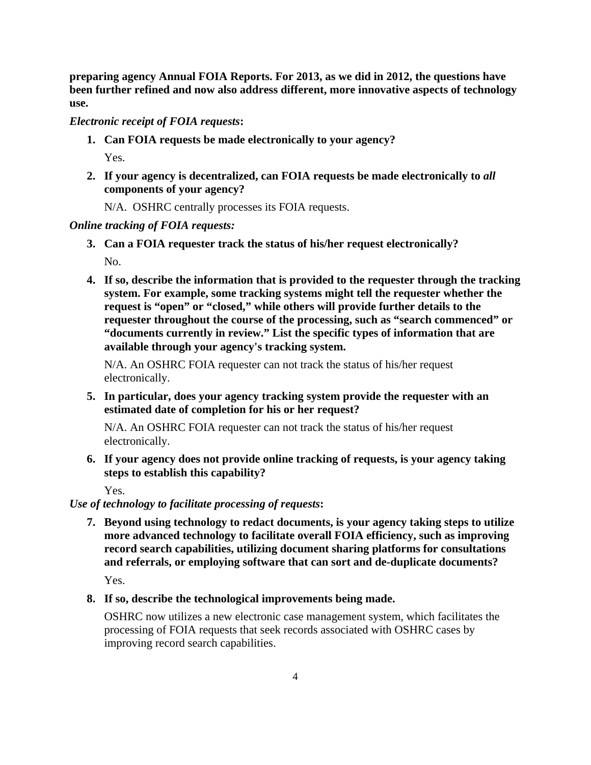**preparing agency Annual FOIA Reports. For 2013, as we did in 2012, the questions have been further refined and now also address different, more innovative aspects of technology use.**

***Electronic receipt of FOIA requests*:**

1. **Can FOIA requests be made electronically to your agency?**

   Yes.

2. **If your agency is decentralized, can FOIA requests be made electronically to *all* components of your agency?**

   N/A. OSHRC centrally processes its FOIA requests.

***Online tracking of FOIA requests:***

3. **Can a FOIA requester track the status of his/her request electronically?**

   No.

4. **If so, describe the information that is provided to the requester through the tracking system. For example, some tracking systems might tell the requester whether the request is "open" or "closed," while others will provide further details to the requester throughout the course of the processing, such as "search commenced" or "documents currently in review." List the specific types of information that are available through your agency's tracking system.**

   N/A. An OSHRC FOIA requester can not track the status of his/her request electronically.

5. **In particular, does your agency tracking system provide the requester with an estimated date of completion for his or her request?**

   N/A. An OSHRC FOIA requester can not track the status of his/her request electronically.

6. **If your agency does not provide online tracking of requests, is your agency taking steps to establish this capability?**

   Yes.

***Use of technology to facilitate processing of requests*:**

7. **Beyond using technology to redact documents, is your agency taking steps to utilize more advanced technology to facilitate overall FOIA efficiency, such as improving record search capabilities, utilizing document sharing platforms for consultations and referrals, or employing software that can sort and de-duplicate documents?**

   Yes.

8. **If so, describe the technological improvements being made.**

   OSHRC now utilizes a new electronic case management system, which facilitates the processing of FOIA requests that seek records associated with OSHRC cases by improving record search capabilities.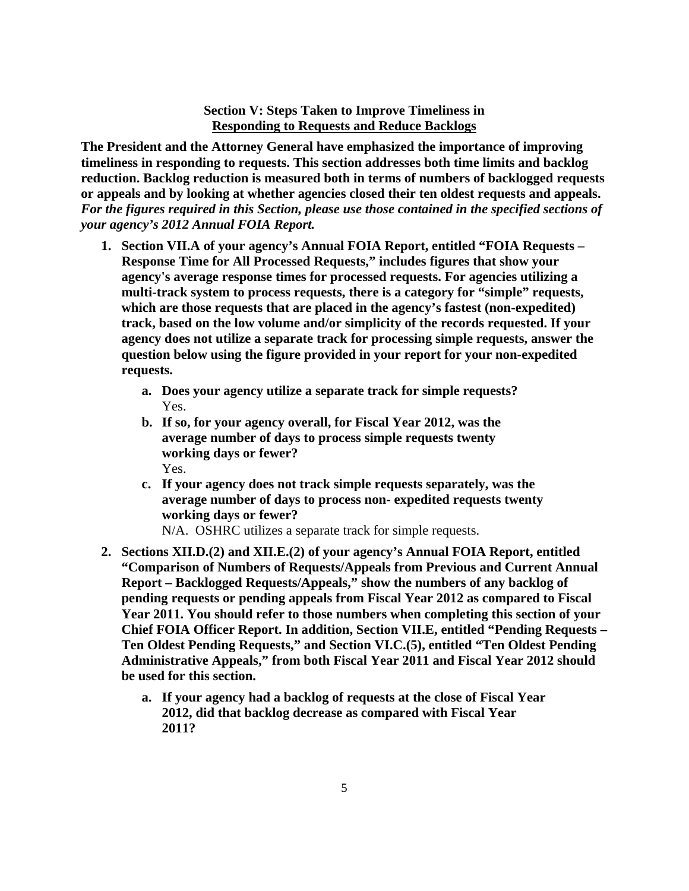## Section V: Steps Taken to Improve Timeliness in Responding to Requests and Reduce Backlogs

**The President and the Attorney General have emphasized the importance of improving timeliness in responding to requests. This section addresses both time limits and backlog reduction. Backlog reduction is measured both in terms of numbers of backlogged requests or appeals and by looking at whether agencies closed their ten oldest requests and appeals.** ***For the figures required in this Section, please use those contained in the specified sections of your agency's 2012 Annual FOIA Report.***

1. **Section VII.A of your agency's Annual FOIA Report, entitled "FOIA Requests – Response Time for All Processed Requests," includes figures that show your agency's average response times for processed requests. For agencies utilizing a multi-track system to process requests, there is a category for "simple" requests, which are those requests that are placed in the agency's fastest (non-expedited) track, based on the low volume and/or simplicity of the records requested. If your agency does not utilize a separate track for processing simple requests, answer the question below using the figure provided in your report for your non-expedited requests.**

    a. **Does your agency utilize a separate track for simple requests?**
    Yes.

    b. **If so, for your agency overall, for Fiscal Year 2012, was the average number of days to process simple requests twenty working days or fewer?**
    Yes.

    c. **If your agency does not track simple requests separately, was the average number of days to process non- expedited requests twenty working days or fewer?**
    N/A. OSHRC utilizes a separate track for simple requests.

2. **Sections XII.D.(2) and XII.E.(2) of your agency's Annual FOIA Report, entitled "Comparison of Numbers of Requests/Appeals from Previous and Current Annual Report – Backlogged Requests/Appeals," show the numbers of any backlog of pending requests or pending appeals from Fiscal Year 2012 as compared to Fiscal Year 2011. You should refer to those numbers when completing this section of your Chief FOIA Officer Report. In addition, Section VII.E, entitled "Pending Requests – Ten Oldest Pending Requests," and Section VI.C.(5), entitled "Ten Oldest Pending Administrative Appeals," from both Fiscal Year 2011 and Fiscal Year 2012 should be used for this section.**

    a. **If your agency had a backlog of requests at the close of Fiscal Year 2012, did that backlog decrease as compared with Fiscal Year 2011?**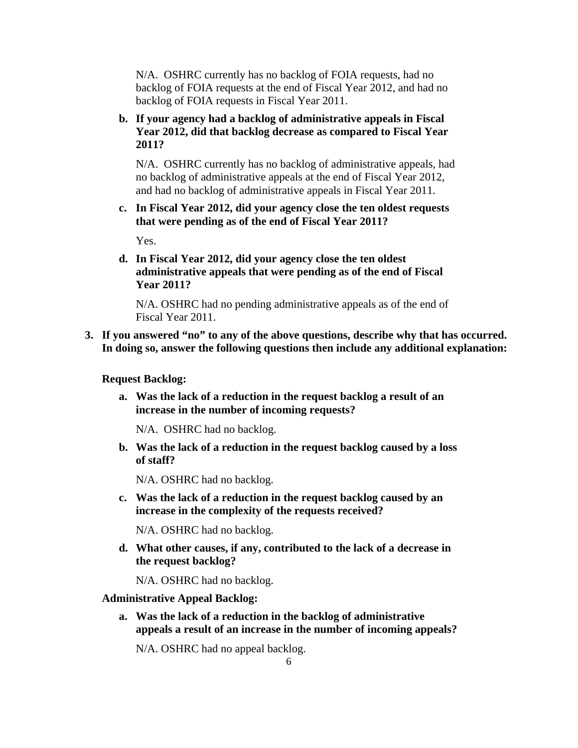N/A. OSHRC currently has no backlog of FOIA requests, had no backlog of FOIA requests at the end of Fiscal Year 2012, and had no backlog of FOIA requests in Fiscal Year 2011.

**b. If your agency had a backlog of administrative appeals in Fiscal Year 2012, did that backlog decrease as compared to Fiscal Year 2011?**

N/A. OSHRC currently has no backlog of administrative appeals, had no backlog of administrative appeals at the end of Fiscal Year 2012, and had no backlog of administrative appeals in Fiscal Year 2011.

**c. In Fiscal Year 2012, did your agency close the ten oldest requests that were pending as of the end of Fiscal Year 2011?**

Yes.

**d. In Fiscal Year 2012, did your agency close the ten oldest administrative appeals that were pending as of the end of Fiscal Year 2011?**

N/A. OSHRC had no pending administrative appeals as of the end of Fiscal Year 2011.

**3. If you answered "no" to any of the above questions, describe why that has occurred. In doing so, answer the following questions then include any additional explanation:**

**Request Backlog:**

**a. Was the lack of a reduction in the request backlog a result of an increase in the number of incoming requests?**

N/A. OSHRC had no backlog.

**b. Was the lack of a reduction in the request backlog caused by a loss of staff?**

N/A. OSHRC had no backlog.

**c. Was the lack of a reduction in the request backlog caused by an increase in the complexity of the requests received?**

N/A. OSHRC had no backlog.

**d. What other causes, if any, contributed to the lack of a decrease in the request backlog?**

N/A. OSHRC had no backlog.

**Administrative Appeal Backlog:**

**a. Was the lack of a reduction in the backlog of administrative appeals a result of an increase in the number of incoming appeals?**

N/A. OSHRC had no appeal backlog.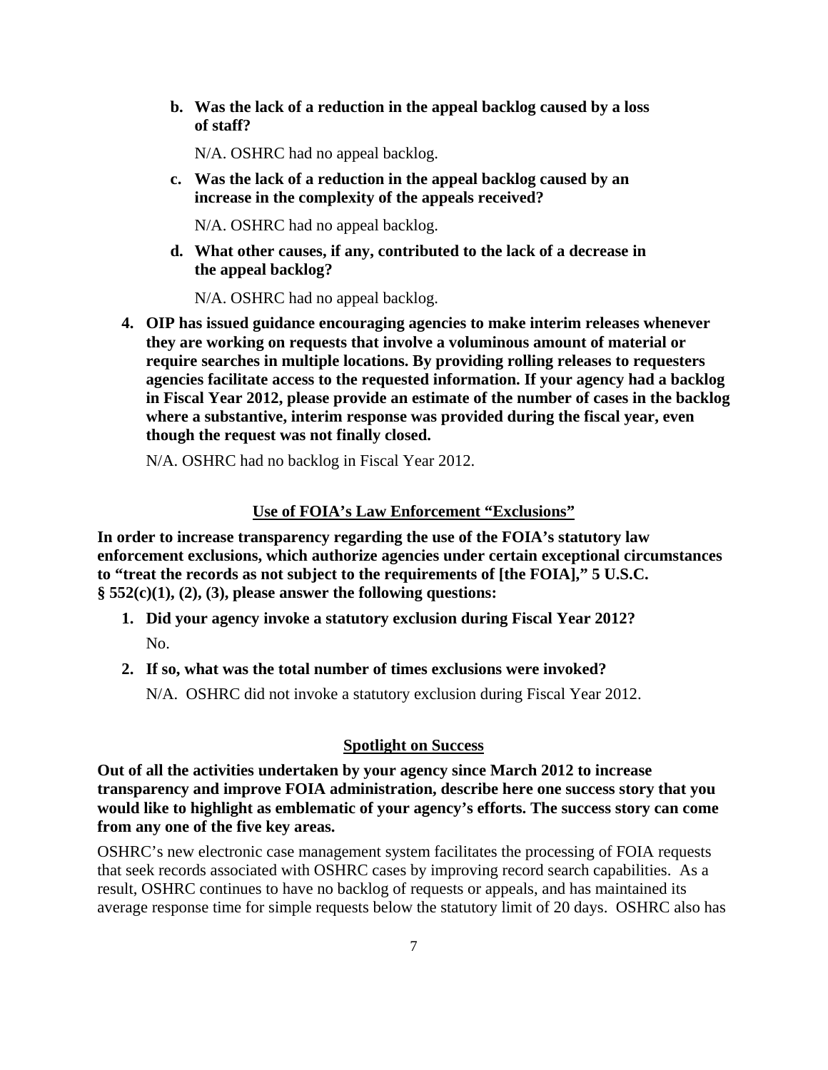**b. Was the lack of a reduction in the appeal backlog caused by a loss of staff?**

N/A. OSHRC had no appeal backlog.

**c. Was the lack of a reduction in the appeal backlog caused by an increase in the complexity of the appeals received?**

N/A. OSHRC had no appeal backlog.

**d. What other causes, if any, contributed to the lack of a decrease in the appeal backlog?**

N/A. OSHRC had no appeal backlog.

**4. OIP has issued guidance encouraging agencies to make interim releases whenever they are working on requests that involve a voluminous amount of material or require searches in multiple locations. By providing rolling releases to requesters agencies facilitate access to the requested information. If your agency had a backlog in Fiscal Year 2012, please provide an estimate of the number of cases in the backlog where a substantive, interim response was provided during the fiscal year, even though the request was not finally closed.**

N/A. OSHRC had no backlog in Fiscal Year 2012.

## Use of FOIA's Law Enforcement "Exclusions"

**In order to increase transparency regarding the use of the FOIA's statutory law enforcement exclusions, which authorize agencies under certain exceptional circumstances to "treat the records as not subject to the requirements of [the FOIA]," 5 U.S.C. § 552(c)(1), (2), (3), please answer the following questions:**

**1. Did your agency invoke a statutory exclusion during Fiscal Year 2012?**

No.

**2. If so, what was the total number of times exclusions were invoked?**

N/A. OSHRC did not invoke a statutory exclusion during Fiscal Year 2012.

## Spotlight on Success

**Out of all the activities undertaken by your agency since March 2012 to increase transparency and improve FOIA administration, describe here one success story that you would like to highlight as emblematic of your agency's efforts. The success story can come from any one of the five key areas.**

OSHRC's new electronic case management system facilitates the processing of FOIA requests that seek records associated with OSHRC cases by improving record search capabilities. As a result, OSHRC continues to have no backlog of requests or appeals, and has maintained its average response time for simple requests below the statutory limit of 20 days. OSHRC also has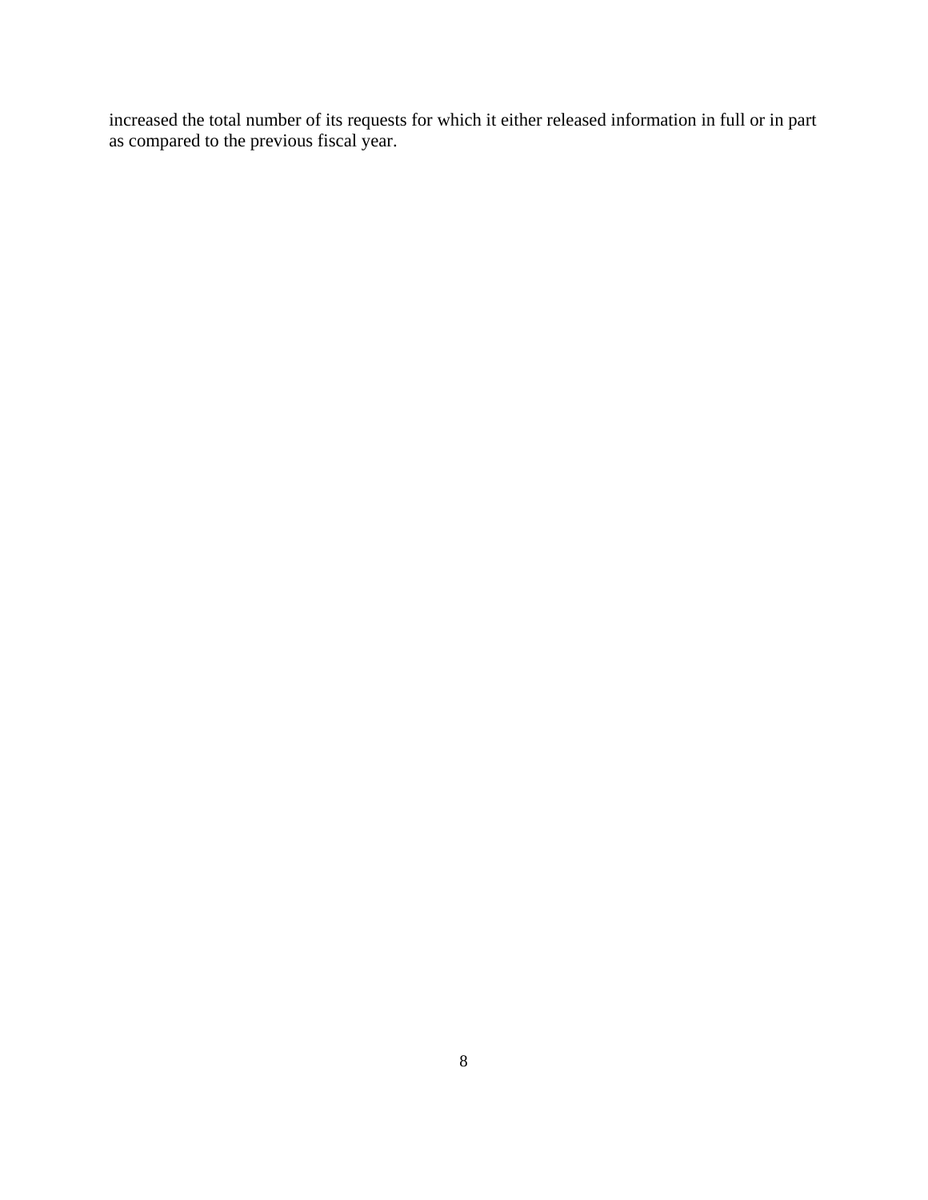increased the total number of its requests for which it either released information in full or in part as compared to the previous fiscal year.